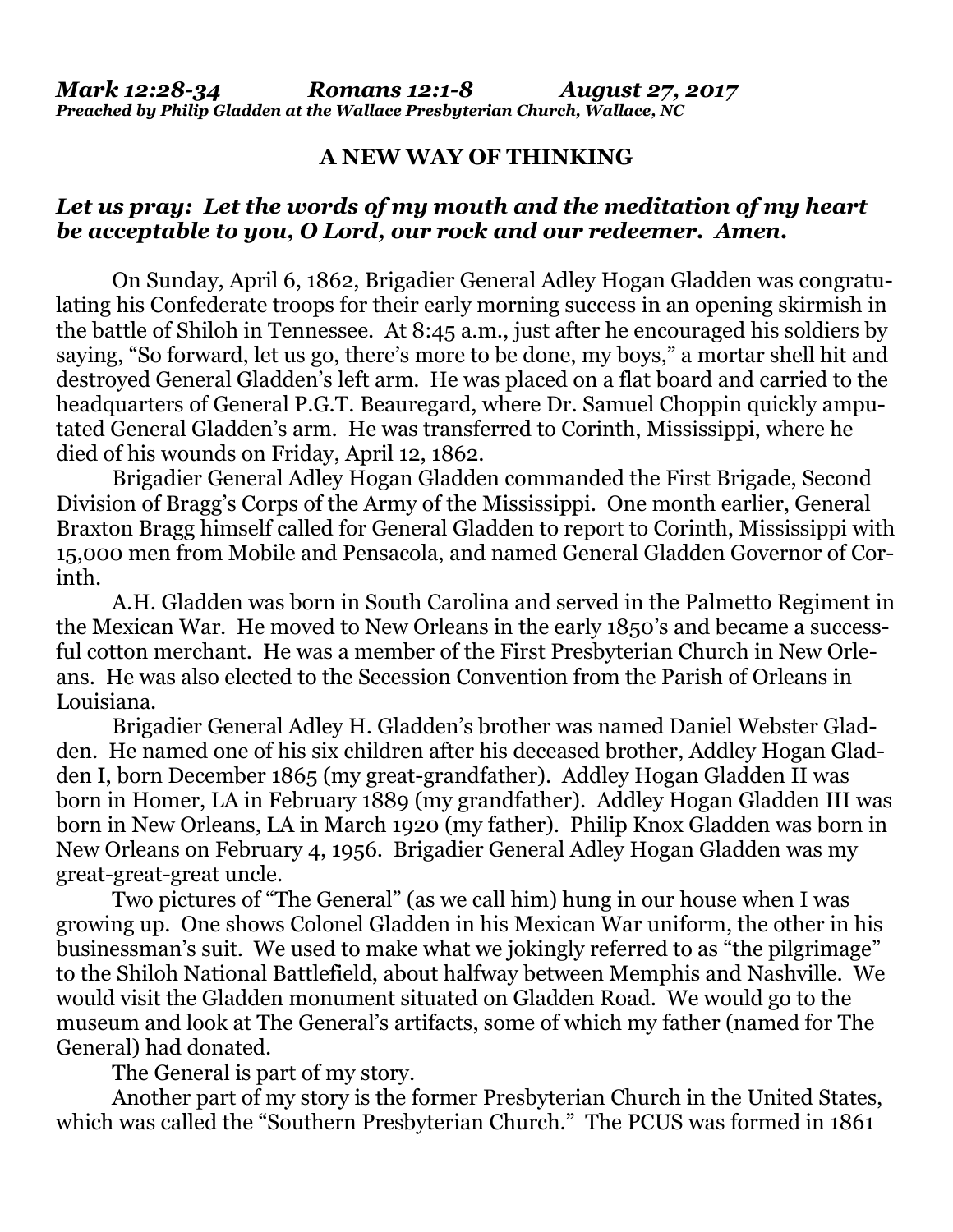***Mark 12:28-34          Romans 12:1-8          August 27, 2017***
***Preached by Philip Gladden at the Wallace Presbyterian Church, Wallace, NC***

**A NEW WAY OF THINKING**

***Let us pray: Let the words of my mouth and the meditation of my heart be acceptable to you, O Lord, our rock and our redeemer. Amen.***

On Sunday, April 6, 1862, Brigadier General Adley Hogan Gladden was congratulating his Confederate troops for their early morning success in an opening skirmish in the battle of Shiloh in Tennessee. At 8:45 a.m., just after he encouraged his soldiers by saying, "So forward, let us go, there's more to be done, my boys," a mortar shell hit and destroyed General Gladden's left arm. He was placed on a flat board and carried to the headquarters of General P.G.T. Beauregard, where Dr. Samuel Choppin quickly amputated General Gladden's arm. He was transferred to Corinth, Mississippi, where he died of his wounds on Friday, April 12, 1862.

Brigadier General Adley Hogan Gladden commanded the First Brigade, Second Division of Bragg's Corps of the Army of the Mississippi. One month earlier, General Braxton Bragg himself called for General Gladden to report to Corinth, Mississippi with 15,000 men from Mobile and Pensacola, and named General Gladden Governor of Corinth.

A.H. Gladden was born in South Carolina and served in the Palmetto Regiment in the Mexican War. He moved to New Orleans in the early 1850's and became a successful cotton merchant. He was a member of the First Presbyterian Church in New Orleans. He was also elected to the Secession Convention from the Parish of Orleans in Louisiana.

Brigadier General Adley H. Gladden's brother was named Daniel Webster Gladden. He named one of his six children after his deceased brother, Addley Hogan Gladden I, born December 1865 (my great-grandfather). Addley Hogan Gladden II was born in Homer, LA in February 1889 (my grandfather). Addley Hogan Gladden III was born in New Orleans, LA in March 1920 (my father). Philip Knox Gladden was born in New Orleans on February 4, 1956. Brigadier General Adley Hogan Gladden was my great-great-great uncle.

Two pictures of "The General" (as we call him) hung in our house when I was growing up. One shows Colonel Gladden in his Mexican War uniform, the other in his businessman's suit. We used to make what we jokingly referred to as "the pilgrimage" to the Shiloh National Battlefield, about halfway between Memphis and Nashville. We would visit the Gladden monument situated on Gladden Road. We would go to the museum and look at The General's artifacts, some of which my father (named for The General) had donated.

The General is part of my story.

Another part of my story is the former Presbyterian Church in the United States, which was called the "Southern Presbyterian Church." The PCUS was formed in 1861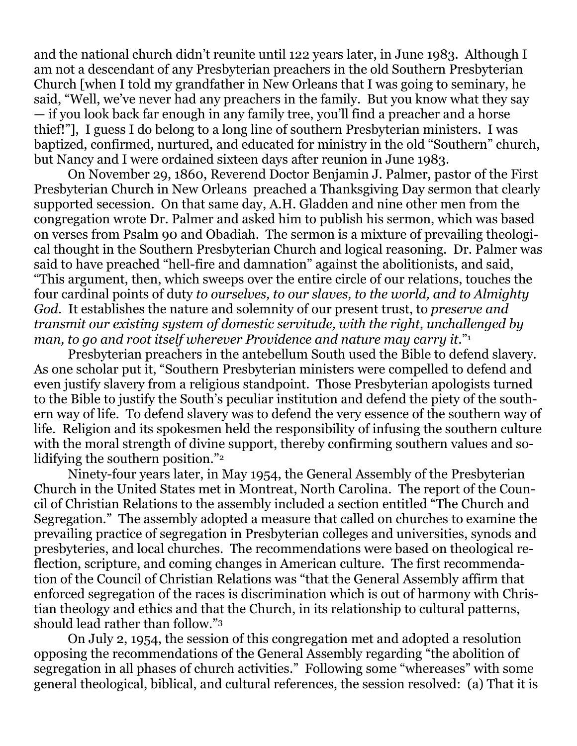and the national church didn't reunite until 122 years later, in June 1983. Although I am not a descendant of any Presbyterian preachers in the old Southern Presbyterian Church [when I told my grandfather in New Orleans that I was going to seminary, he said, "Well, we've never had any preachers in the family. But you know what they say — if you look back far enough in any family tree, you'll find a preacher and a horse thief!"], I guess I do belong to a long line of southern Presbyterian ministers. I was baptized, confirmed, nurtured, and educated for ministry in the old "Southern" church, but Nancy and I were ordained sixteen days after reunion in June 1983.

On November 29, 1860, Reverend Doctor Benjamin J. Palmer, pastor of the First Presbyterian Church in New Orleans preached a Thanksgiving Day sermon that clearly supported secession. On that same day, A.H. Gladden and nine other men from the congregation wrote Dr. Palmer and asked him to publish his sermon, which was based on verses from Psalm 90 and Obadiah. The sermon is a mixture of prevailing theological thought in the Southern Presbyterian Church and logical reasoning. Dr. Palmer was said to have preached "hell-fire and damnation" against the abolitionists, and said, "This argument, then, which sweeps over the entire circle of our relations, touches the four cardinal points of duty *to ourselves, to our slaves, to the world, and to Almighty God*. It establishes the nature and solemnity of our present trust, to *preserve and transmit our existing system of domestic servitude, with the right, unchallenged by man, to go and root itself wherever Providence and nature may carry it*."[1]

Presbyterian preachers in the antebellum South used the Bible to defend slavery. As one scholar put it, "Southern Presbyterian ministers were compelled to defend and even justify slavery from a religious standpoint. Those Presbyterian apologists turned to the Bible to justify the South's peculiar institution and defend the piety of the southern way of life. To defend slavery was to defend the very essence of the southern way of life. Religion and its spokesmen held the responsibility of infusing the southern culture with the moral strength of divine support, thereby confirming southern values and solidifying the southern position."[2]

Ninety-four years later, in May 1954, the General Assembly of the Presbyterian Church in the United States met in Montreat, North Carolina. The report of the Council of Christian Relations to the assembly included a section entitled "The Church and Segregation." The assembly adopted a measure that called on churches to examine the prevailing practice of segregation in Presbyterian colleges and universities, synods and presbyteries, and local churches. The recommendations were based on theological reflection, scripture, and coming changes in American culture. The first recommendation of the Council of Christian Relations was "that the General Assembly affirm that enforced segregation of the races is discrimination which is out of harmony with Christian theology and ethics and that the Church, in its relationship to cultural patterns, should lead rather than follow."[3]

On July 2, 1954, the session of this congregation met and adopted a resolution opposing the recommendations of the General Assembly regarding "the abolition of segregation in all phases of church activities." Following some "whereases" with some general theological, biblical, and cultural references, the session resolved: (a) That it is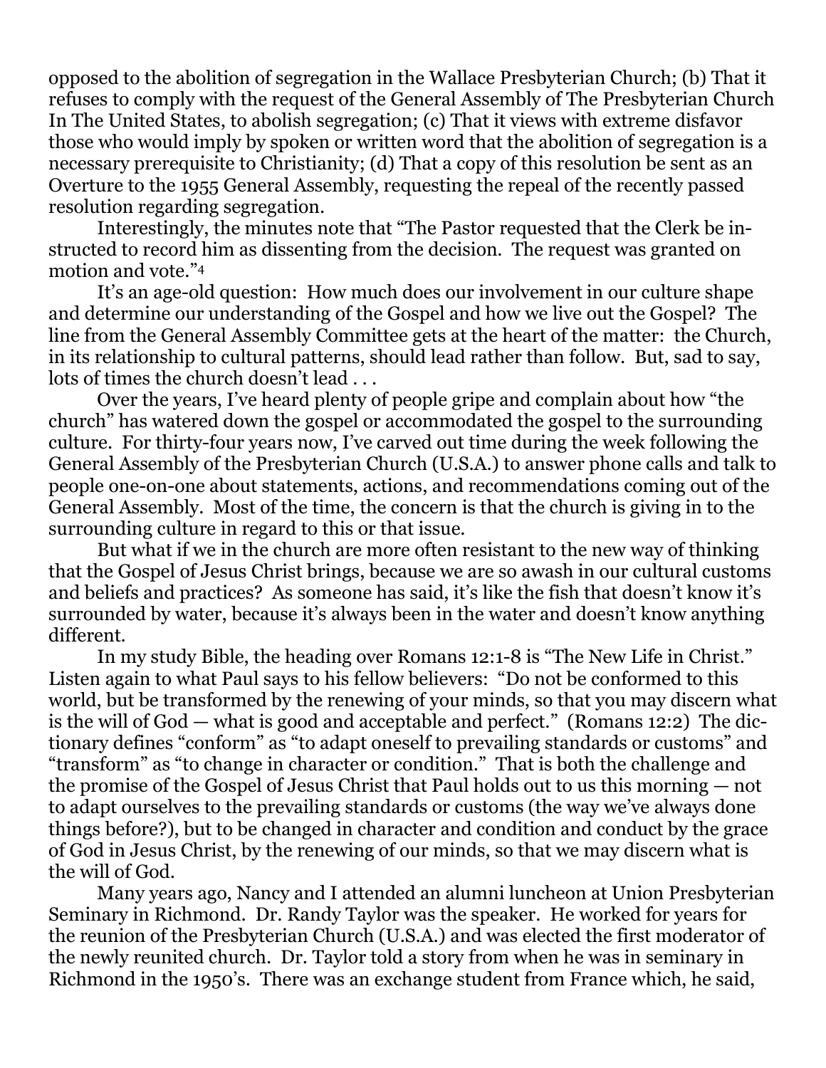opposed to the abolition of segregation in the Wallace Presbyterian Church; (b) That it refuses to comply with the request of the General Assembly of The Presbyterian Church In The United States, to abolish segregation; (c) That it views with extreme disfavor those who would imply by spoken or written word that the abolition of segregation is a necessary prerequisite to Christianity; (d) That a copy of this resolution be sent as an Overture to the 1955 General Assembly, requesting the repeal of the recently passed resolution regarding segregation.

Interestingly, the minutes note that "The Pastor requested that the Clerk be instructed to record him as dissenting from the decision. The request was granted on motion and vote."[4]

It's an age-old question: How much does our involvement in our culture shape and determine our understanding of the Gospel and how we live out the Gospel? The line from the General Assembly Committee gets at the heart of the matter: the Church, in its relationship to cultural patterns, should lead rather than follow. But, sad to say, lots of times the church doesn't lead . . .

Over the years, I've heard plenty of people gripe and complain about how "the church" has watered down the gospel or accommodated the gospel to the surrounding culture. For thirty-four years now, I've carved out time during the week following the General Assembly of the Presbyterian Church (U.S.A.) to answer phone calls and talk to people one-on-one about statements, actions, and recommendations coming out of the General Assembly. Most of the time, the concern is that the church is giving in to the surrounding culture in regard to this or that issue.

But what if we in the church are more often resistant to the new way of thinking that the Gospel of Jesus Christ brings, because we are so awash in our cultural customs and beliefs and practices? As someone has said, it's like the fish that doesn't know it's surrounded by water, because it's always been in the water and doesn't know anything different.

In my study Bible, the heading over Romans 12:1-8 is "The New Life in Christ." Listen again to what Paul says to his fellow believers: "Do not be conformed to this world, but be transformed by the renewing of your minds, so that you may discern what is the will of God — what is good and acceptable and perfect." (Romans 12:2) The dictionary defines "conform" as "to adapt oneself to prevailing standards or customs" and "transform" as "to change in character or condition." That is both the challenge and the promise of the Gospel of Jesus Christ that Paul holds out to us this morning — not to adapt ourselves to the prevailing standards or customs (the way we've always done things before?), but to be changed in character and condition and conduct by the grace of God in Jesus Christ, by the renewing of our minds, so that we may discern what is the will of God.

Many years ago, Nancy and I attended an alumni luncheon at Union Presbyterian Seminary in Richmond. Dr. Randy Taylor was the speaker. He worked for years for the reunion of the Presbyterian Church (U.S.A.) and was elected the first moderator of the newly reunited church. Dr. Taylor told a story from when he was in seminary in Richmond in the 1950's. There was an exchange student from France which, he said,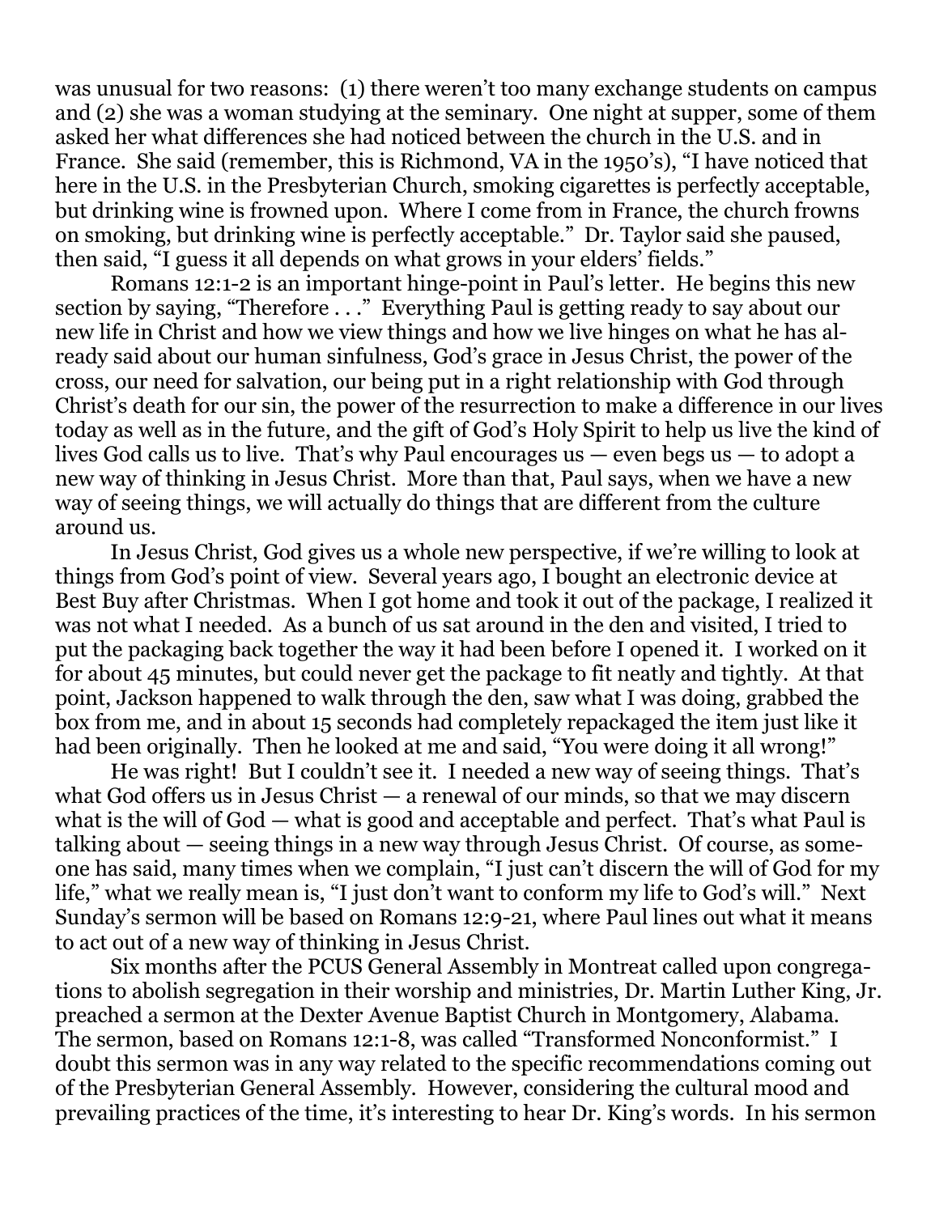was unusual for two reasons: (1) there weren't too many exchange students on campus and (2) she was a woman studying at the seminary. One night at supper, some of them asked her what differences she had noticed between the church in the U.S. and in France. She said (remember, this is Richmond, VA in the 1950's), "I have noticed that here in the U.S. in the Presbyterian Church, smoking cigarettes is perfectly acceptable, but drinking wine is frowned upon. Where I come from in France, the church frowns on smoking, but drinking wine is perfectly acceptable." Dr. Taylor said she paused, then said, "I guess it all depends on what grows in your elders' fields."

Romans 12:1-2 is an important hinge-point in Paul's letter. He begins this new section by saying, "Therefore . . ." Everything Paul is getting ready to say about our new life in Christ and how we view things and how we live hinges on what he has already said about our human sinfulness, God's grace in Jesus Christ, the power of the cross, our need for salvation, our being put in a right relationship with God through Christ's death for our sin, the power of the resurrection to make a difference in our lives today as well as in the future, and the gift of God's Holy Spirit to help us live the kind of lives God calls us to live. That's why Paul encourages us — even begs us — to adopt a new way of thinking in Jesus Christ. More than that, Paul says, when we have a new way of seeing things, we will actually do things that are different from the culture around us.

In Jesus Christ, God gives us a whole new perspective, if we're willing to look at things from God's point of view. Several years ago, I bought an electronic device at Best Buy after Christmas. When I got home and took it out of the package, I realized it was not what I needed. As a bunch of us sat around in the den and visited, I tried to put the packaging back together the way it had been before I opened it. I worked on it for about 45 minutes, but could never get the package to fit neatly and tightly. At that point, Jackson happened to walk through the den, saw what I was doing, grabbed the box from me, and in about 15 seconds had completely repackaged the item just like it had been originally. Then he looked at me and said, "You were doing it all wrong!"

He was right! But I couldn't see it. I needed a new way of seeing things. That's what God offers us in Jesus Christ — a renewal of our minds, so that we may discern what is the will of God — what is good and acceptable and perfect. That's what Paul is talking about — seeing things in a new way through Jesus Christ. Of course, as someone has said, many times when we complain, "I just can't discern the will of God for my life," what we really mean is, "I just don't want to conform my life to God's will." Next Sunday's sermon will be based on Romans 12:9-21, where Paul lines out what it means to act out of a new way of thinking in Jesus Christ.

Six months after the PCUS General Assembly in Montreat called upon congregations to abolish segregation in their worship and ministries, Dr. Martin Luther King, Jr. preached a sermon at the Dexter Avenue Baptist Church in Montgomery, Alabama. The sermon, based on Romans 12:1-8, was called "Transformed Nonconformist." I doubt this sermon was in any way related to the specific recommendations coming out of the Presbyterian General Assembly. However, considering the cultural mood and prevailing practices of the time, it's interesting to hear Dr. King's words. In his sermon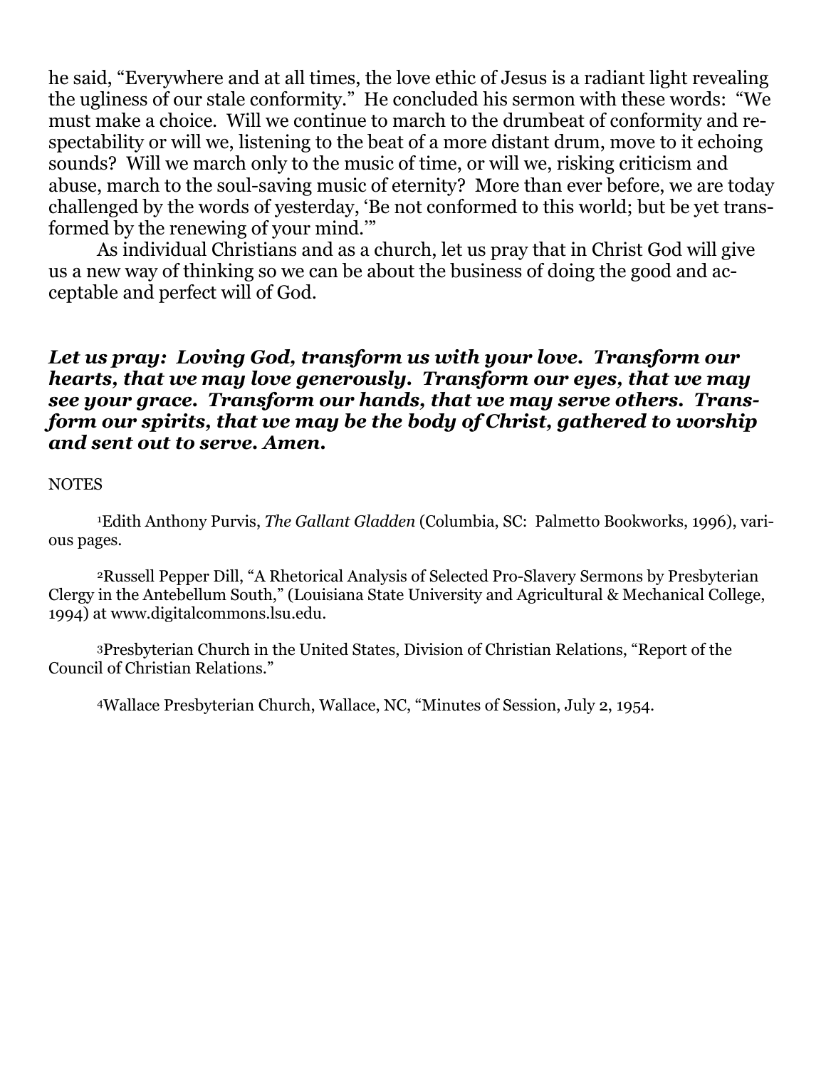he said, "Everywhere and at all times, the love ethic of Jesus is a radiant light revealing the ugliness of our stale conformity." He concluded his sermon with these words: "We must make a choice. Will we continue to march to the drumbeat of conformity and respectability or will we, listening to the beat of a more distant drum, move to it echoing sounds? Will we march only to the music of time, or will we, risking criticism and abuse, march to the soul-saving music of eternity? More than ever before, we are today challenged by the words of yesterday, 'Be not conformed to this world; but be yet transformed by the renewing of your mind.'"

As individual Christians and as a church, let us pray that in Christ God will give us a new way of thinking so we can be about the business of doing the good and acceptable and perfect will of God.

***Let us pray: Loving God, transform us with your love. Transform our hearts, that we may love generously. Transform our eyes, that we may see your grace. Transform our hands, that we may serve others. Transform our spirits, that we may be the body of Christ, gathered to worship and sent out to serve. Amen.***

NOTES

[1]Edith Anthony Purvis, *The Gallant Gladden* (Columbia, SC: Palmetto Bookworks, 1996), various pages.

[2]Russell Pepper Dill, "A Rhetorical Analysis of Selected Pro-Slavery Sermons by Presbyterian Clergy in the Antebellum South," (Louisiana State University and Agricultural & Mechanical College, 1994) at www.digitalcommons.lsu.edu.

[3]Presbyterian Church in the United States, Division of Christian Relations, "Report of the Council of Christian Relations."

[4]Wallace Presbyterian Church, Wallace, NC, "Minutes of Session, July 2, 1954.